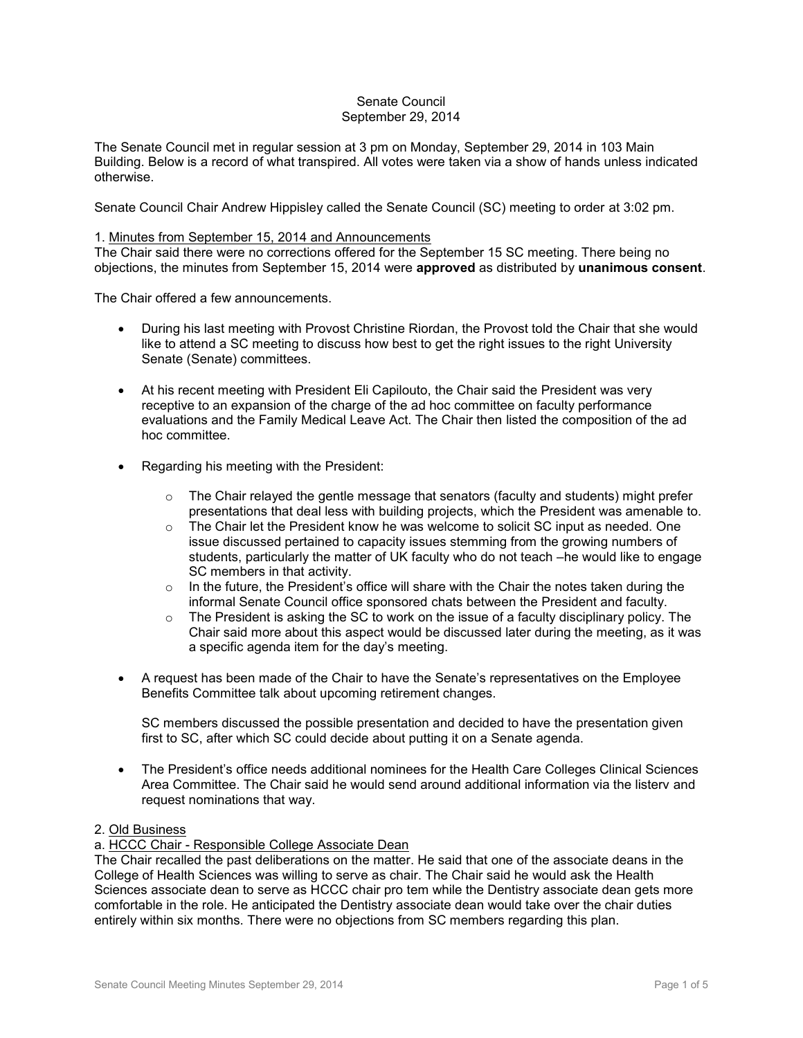Senate Council
September 29, 2014

The Senate Council met in regular session at 3 pm on Monday, September 29, 2014 in 103 Main Building. Below is a record of what transpired. All votes were taken via a show of hands unless indicated otherwise.

Senate Council Chair Andrew Hippisley called the Senate Council (SC) meeting to order at 3:02 pm.

1. Minutes from September 15, 2014 and Announcements

The Chair said there were no corrections offered for the September 15 SC meeting. There being no objections, the minutes from September 15, 2014 were **approved** as distributed by **unanimous consent**.

The Chair offered a few announcements.

- During his last meeting with Provost Christine Riordan, the Provost told the Chair that she would like to attend a SC meeting to discuss how best to get the right issues to the right University Senate (Senate) committees.
- At his recent meeting with President Eli Capilouto, the Chair said the President was very receptive to an expansion of the charge of the ad hoc committee on faculty performance evaluations and the Family Medical Leave Act. The Chair then listed the composition of the ad hoc committee.
- Regarding his meeting with the President:
  - The Chair relayed the gentle message that senators (faculty and students) might prefer presentations that deal less with building projects, which the President was amenable to.
  - The Chair let the President know he was welcome to solicit SC input as needed. One issue discussed pertained to capacity issues stemming from the growing numbers of students, particularly the matter of UK faculty who do not teach –he would like to engage SC members in that activity.
  - In the future, the President's office will share with the Chair the notes taken during the informal Senate Council office sponsored chats between the President and faculty.
  - The President is asking the SC to work on the issue of a faculty disciplinary policy. The Chair said more about this aspect would be discussed later during the meeting, as it was a specific agenda item for the day's meeting.
- A request has been made of the Chair to have the Senate's representatives on the Employee Benefits Committee talk about upcoming retirement changes.

  SC members discussed the possible presentation and decided to have the presentation given first to SC, after which SC could decide about putting it on a Senate agenda.
- The President's office needs additional nominees for the Health Care Colleges Clinical Sciences Area Committee. The Chair said he would send around additional information via the listerv and request nominations that way.

2. Old Business

a. HCCC Chair - Responsible College Associate Dean

The Chair recalled the past deliberations on the matter. He said that one of the associate deans in the College of Health Sciences was willing to serve as chair. The Chair said he would ask the Health Sciences associate dean to serve as HCCC chair pro tem while the Dentistry associate dean gets more comfortable in the role. He anticipated the Dentistry associate dean would take over the chair duties entirely within six months. There were no objections from SC members regarding this plan.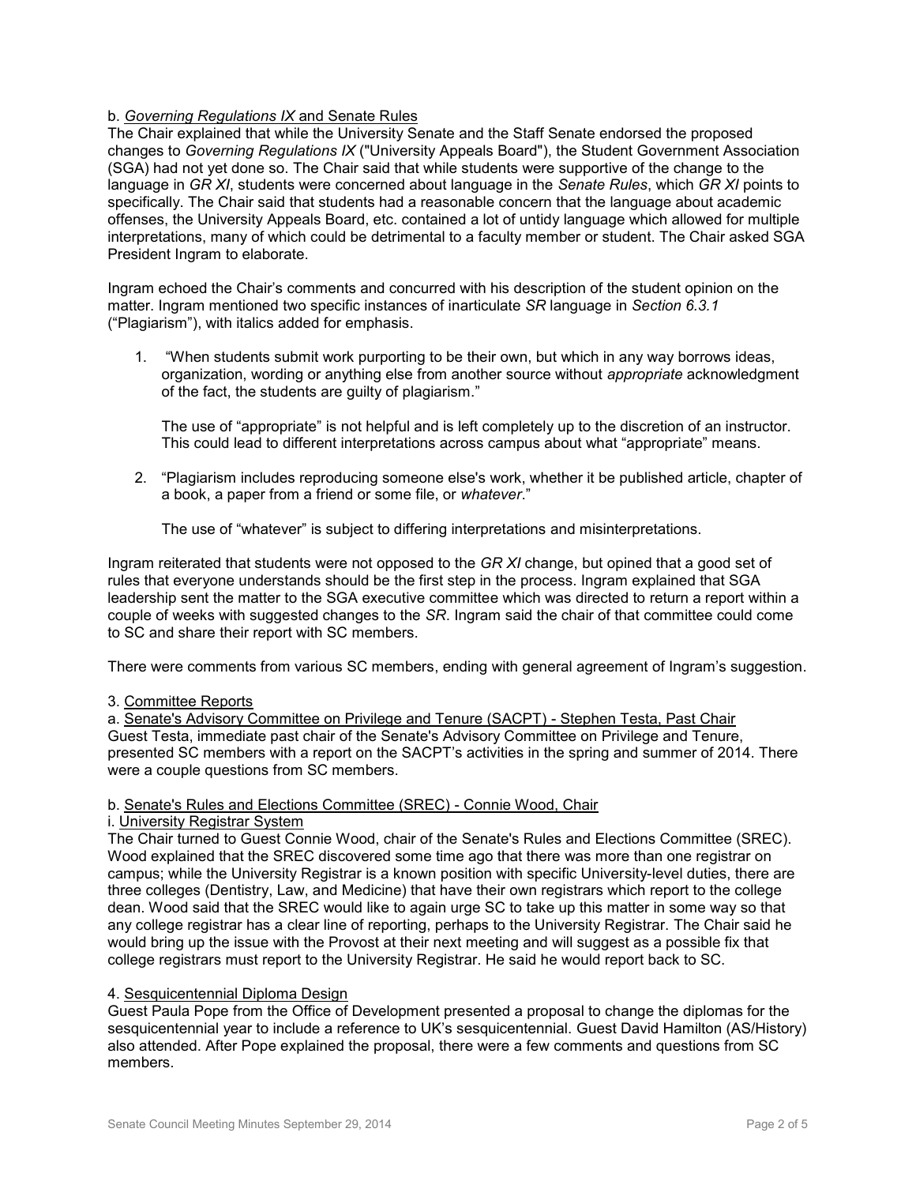b. <u>*Governing Regulations IX* and Senate Rules</u>

The Chair explained that while the University Senate and the Staff Senate endorsed the proposed changes to *Governing Regulations IX* ("University Appeals Board"), the Student Government Association (SGA) had not yet done so. The Chair said that while students were supportive of the change to the language in *GR XI*, students were concerned about language in the *Senate Rules*, which *GR XI* points to specifically. The Chair said that students had a reasonable concern that the language about academic offenses, the University Appeals Board, etc. contained a lot of untidy language which allowed for multiple interpretations, many of which could be detrimental to a faculty member or student. The Chair asked SGA President Ingram to elaborate.

Ingram echoed the Chair's comments and concurred with his description of the student opinion on the matter. Ingram mentioned two specific instances of inarticulate *SR* language in *Section 6.3.1* ("Plagiarism"), with italics added for emphasis.

1. "When students submit work purporting to be their own, but which in any way borrows ideas, organization, wording or anything else from another source without *appropriate* acknowledgment of the fact, the students are guilty of plagiarism."

   The use of "appropriate" is not helpful and is left completely up to the discretion of an instructor. This could lead to different interpretations across campus about what "appropriate" means.

2. "Plagiarism includes reproducing someone else's work, whether it be published article, chapter of a book, a paper from a friend or some file, or *whatever*."

   The use of "whatever" is subject to differing interpretations and misinterpretations.

Ingram reiterated that students were not opposed to the *GR XI* change, but opined that a good set of rules that everyone understands should be the first step in the process. Ingram explained that SGA leadership sent the matter to the SGA executive committee which was directed to return a report within a couple of weeks with suggested changes to the *SR*. Ingram said the chair of that committee could come to SC and share their report with SC members.

There were comments from various SC members, ending with general agreement of Ingram's suggestion.

3. <u>Committee Reports</u>

a. <u>Senate's Advisory Committee on Privilege and Tenure (SACPT) - Stephen Testa, Past Chair</u>

Guest Testa, immediate past chair of the Senate's Advisory Committee on Privilege and Tenure, presented SC members with a report on the SACPT's activities in the spring and summer of 2014. There were a couple questions from SC members.

b. <u>Senate's Rules and Elections Committee (SREC) - Connie Wood, Chair</u>

i. <u>University Registrar System</u>

The Chair turned to Guest Connie Wood, chair of the Senate's Rules and Elections Committee (SREC). Wood explained that the SREC discovered some time ago that there was more than one registrar on campus; while the University Registrar is a known position with specific University-level duties, there are three colleges (Dentistry, Law, and Medicine) that have their own registrars which report to the college dean. Wood said that the SREC would like to again urge SC to take up this matter in some way so that any college registrar has a clear line of reporting, perhaps to the University Registrar. The Chair said he would bring up the issue with the Provost at their next meeting and will suggest as a possible fix that college registrars must report to the University Registrar. He said he would report back to SC.

4. <u>Sesquicentennial Diploma Design</u>

Guest Paula Pope from the Office of Development presented a proposal to change the diplomas for the sesquicentennial year to include a reference to UK's sesquicentennial. Guest David Hamilton (AS/History) also attended. After Pope explained the proposal, there were a few comments and questions from SC members.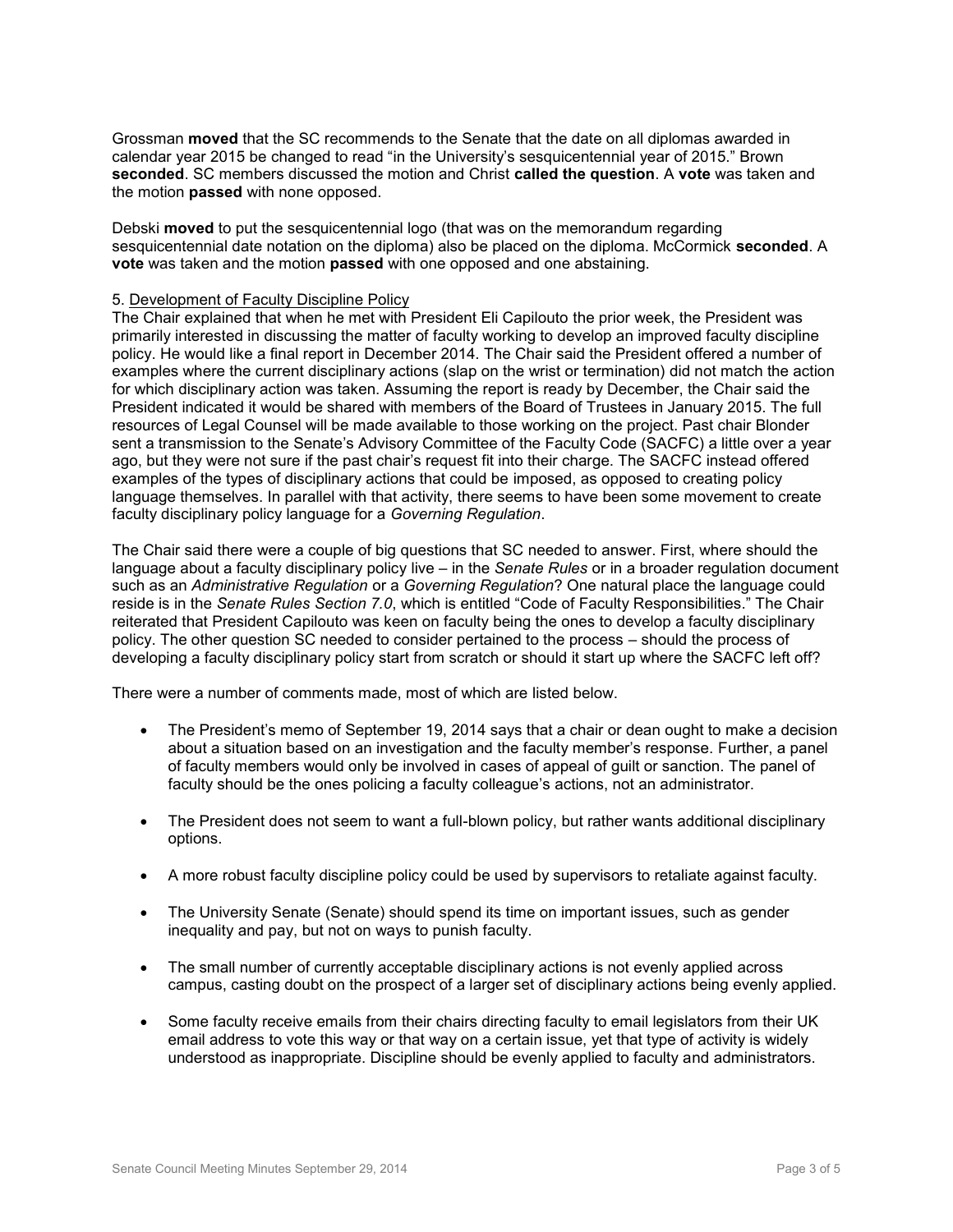Grossman **moved** that the SC recommends to the Senate that the date on all diplomas awarded in calendar year 2015 be changed to read "in the University's sesquicentennial year of 2015." Brown **seconded**. SC members discussed the motion and Christ **called the question**. A **vote** was taken and the motion **passed** with none opposed.

Debski **moved** to put the sesquicentennial logo (that was on the memorandum regarding sesquicentennial date notation on the diploma) also be placed on the diploma. McCormick **seconded**. A **vote** was taken and the motion **passed** with one opposed and one abstaining.

5. Development of Faculty Discipline Policy

The Chair explained that when he met with President Eli Capilouto the prior week, the President was primarily interested in discussing the matter of faculty working to develop an improved faculty discipline policy. He would like a final report in December 2014. The Chair said the President offered a number of examples where the current disciplinary actions (slap on the wrist or termination) did not match the action for which disciplinary action was taken. Assuming the report is ready by December, the Chair said the President indicated it would be shared with members of the Board of Trustees in January 2015. The full resources of Legal Counsel will be made available to those working on the project. Past chair Blonder sent a transmission to the Senate's Advisory Committee of the Faculty Code (SACFC) a little over a year ago, but they were not sure if the past chair's request fit into their charge. The SACFC instead offered examples of the types of disciplinary actions that could be imposed, as opposed to creating policy language themselves. In parallel with that activity, there seems to have been some movement to create faculty disciplinary policy language for a *Governing Regulation*.

The Chair said there were a couple of big questions that SC needed to answer. First, where should the language about a faculty disciplinary policy live – in the *Senate Rules* or in a broader regulation document such as an *Administrative Regulation* or a *Governing Regulation*? One natural place the language could reside is in the *Senate Rules Section 7.0*, which is entitled "Code of Faculty Responsibilities." The Chair reiterated that President Capilouto was keen on faculty being the ones to develop a faculty disciplinary policy. The other question SC needed to consider pertained to the process – should the process of developing a faculty disciplinary policy start from scratch or should it start up where the SACFC left off?

There were a number of comments made, most of which are listed below.

- The President's memo of September 19, 2014 says that a chair or dean ought to make a decision about a situation based on an investigation and the faculty member's response. Further, a panel of faculty members would only be involved in cases of appeal of guilt or sanction. The panel of faculty should be the ones policing a faculty colleague's actions, not an administrator.
- The President does not seem to want a full-blown policy, but rather wants additional disciplinary options.
- A more robust faculty discipline policy could be used by supervisors to retaliate against faculty.
- The University Senate (Senate) should spend its time on important issues, such as gender inequality and pay, but not on ways to punish faculty.
- The small number of currently acceptable disciplinary actions is not evenly applied across campus, casting doubt on the prospect of a larger set of disciplinary actions being evenly applied.
- Some faculty receive emails from their chairs directing faculty to email legislators from their UK email address to vote this way or that way on a certain issue, yet that type of activity is widely understood as inappropriate. Discipline should be evenly applied to faculty and administrators.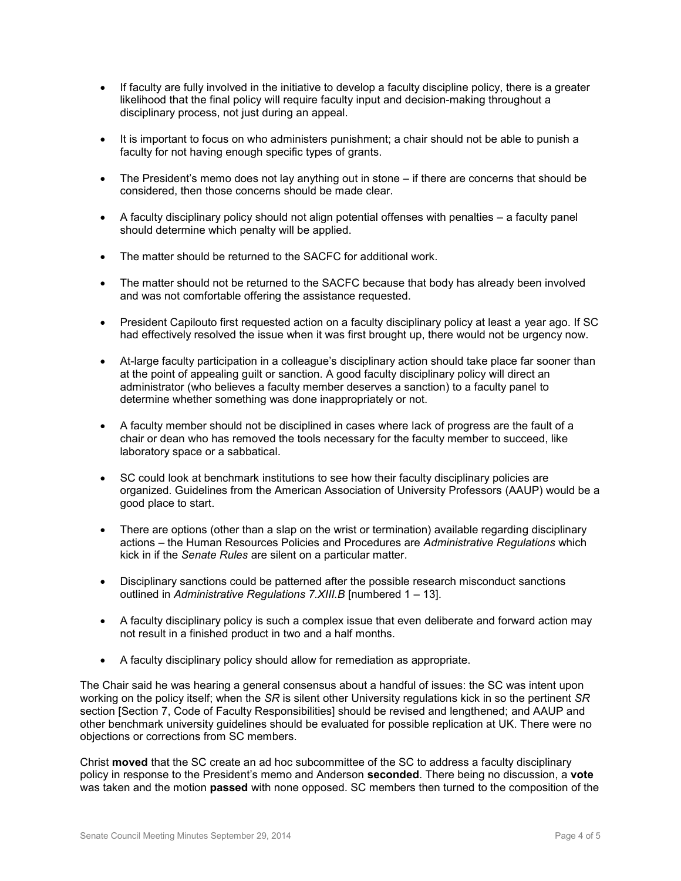- If faculty are fully involved in the initiative to develop a faculty discipline policy, there is a greater likelihood that the final policy will require faculty input and decision-making throughout a disciplinary process, not just during an appeal.
- It is important to focus on who administers punishment; a chair should not be able to punish a faculty for not having enough specific types of grants.
- The President's memo does not lay anything out in stone – if there are concerns that should be considered, then those concerns should be made clear.
- A faculty disciplinary policy should not align potential offenses with penalties – a faculty panel should determine which penalty will be applied.
- The matter should be returned to the SACFC for additional work.
- The matter should not be returned to the SACFC because that body has already been involved and was not comfortable offering the assistance requested.
- President Capilouto first requested action on a faculty disciplinary policy at least a year ago. If SC had effectively resolved the issue when it was first brought up, there would not be urgency now.
- At-large faculty participation in a colleague's disciplinary action should take place far sooner than at the point of appealing guilt or sanction. A good faculty disciplinary policy will direct an administrator (who believes a faculty member deserves a sanction) to a faculty panel to determine whether something was done inappropriately or not.
- A faculty member should not be disciplined in cases where lack of progress are the fault of a chair or dean who has removed the tools necessary for the faculty member to succeed, like laboratory space or a sabbatical.
- SC could look at benchmark institutions to see how their faculty disciplinary policies are organized. Guidelines from the American Association of University Professors (AAUP) would be a good place to start.
- There are options (other than a slap on the wrist or termination) available regarding disciplinary actions – the Human Resources Policies and Procedures are *Administrative Regulations* which kick in if the *Senate Rules* are silent on a particular matter.
- Disciplinary sanctions could be patterned after the possible research misconduct sanctions outlined in *Administrative Regulations 7.XIII.B* [numbered 1 – 13].
- A faculty disciplinary policy is such a complex issue that even deliberate and forward action may not result in a finished product in two and a half months.
- A faculty disciplinary policy should allow for remediation as appropriate.

The Chair said he was hearing a general consensus about a handful of issues: the SC was intent upon working on the policy itself; when the *SR* is silent other University regulations kick in so the pertinent *SR* section [Section 7, Code of Faculty Responsibilities] should be revised and lengthened; and AAUP and other benchmark university guidelines should be evaluated for possible replication at UK. There were no objections or corrections from SC members.

Christ **moved** that the SC create an ad hoc subcommittee of the SC to address a faculty disciplinary policy in response to the President's memo and Anderson **seconded**. There being no discussion, a **vote** was taken and the motion **passed** with none opposed. SC members then turned to the composition of the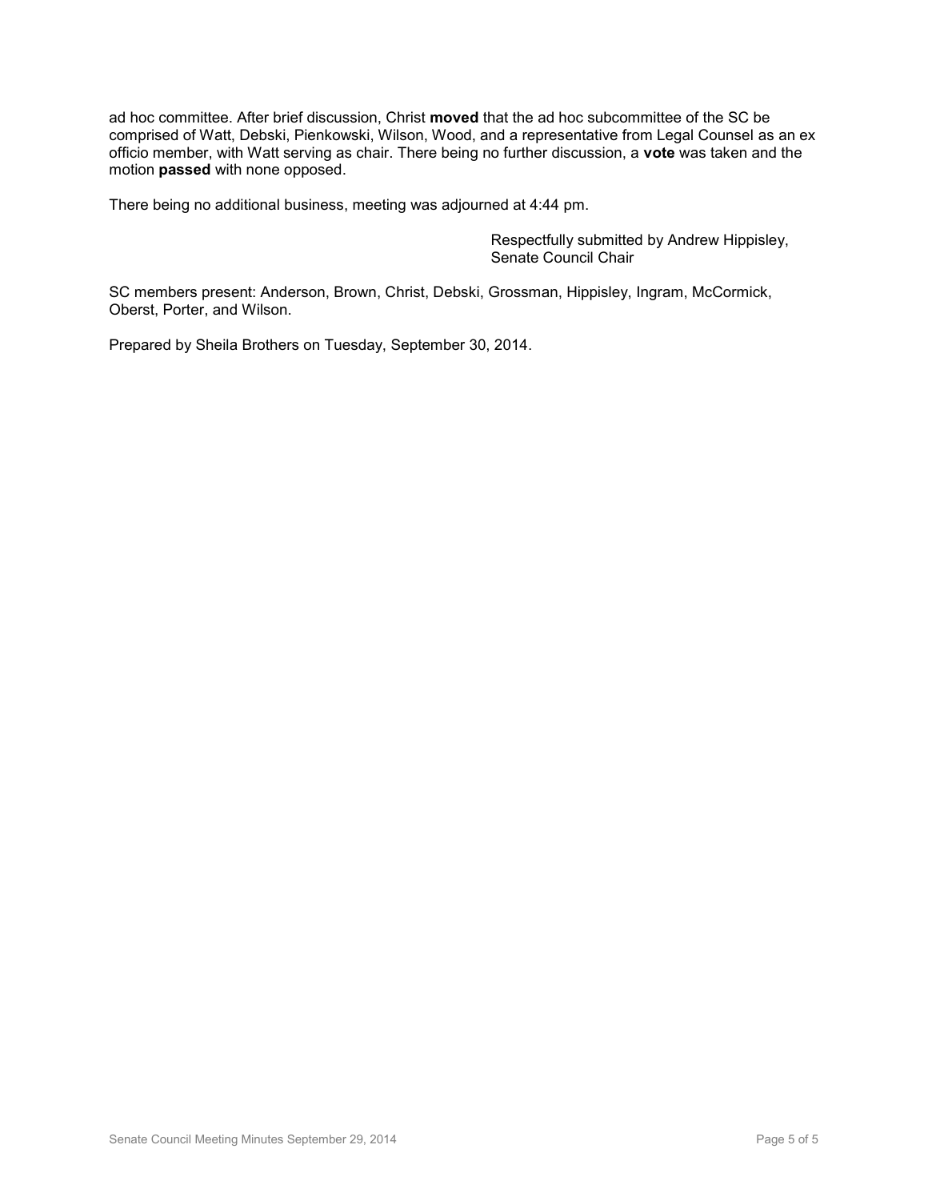ad hoc committee. After brief discussion, Christ **moved** that the ad hoc subcommittee of the SC be comprised of Watt, Debski, Pienkowski, Wilson, Wood, and a representative from Legal Counsel as an ex officio member, with Watt serving as chair. There being no further discussion, a **vote** was taken and the motion **passed** with none opposed.

There being no additional business, meeting was adjourned at 4:44 pm.

Respectfully submitted by Andrew Hippisley,
Senate Council Chair

SC members present: Anderson, Brown, Christ, Debski, Grossman, Hippisley, Ingram, McCormick, Oberst, Porter, and Wilson.

Prepared by Sheila Brothers on Tuesday, September 30, 2014.